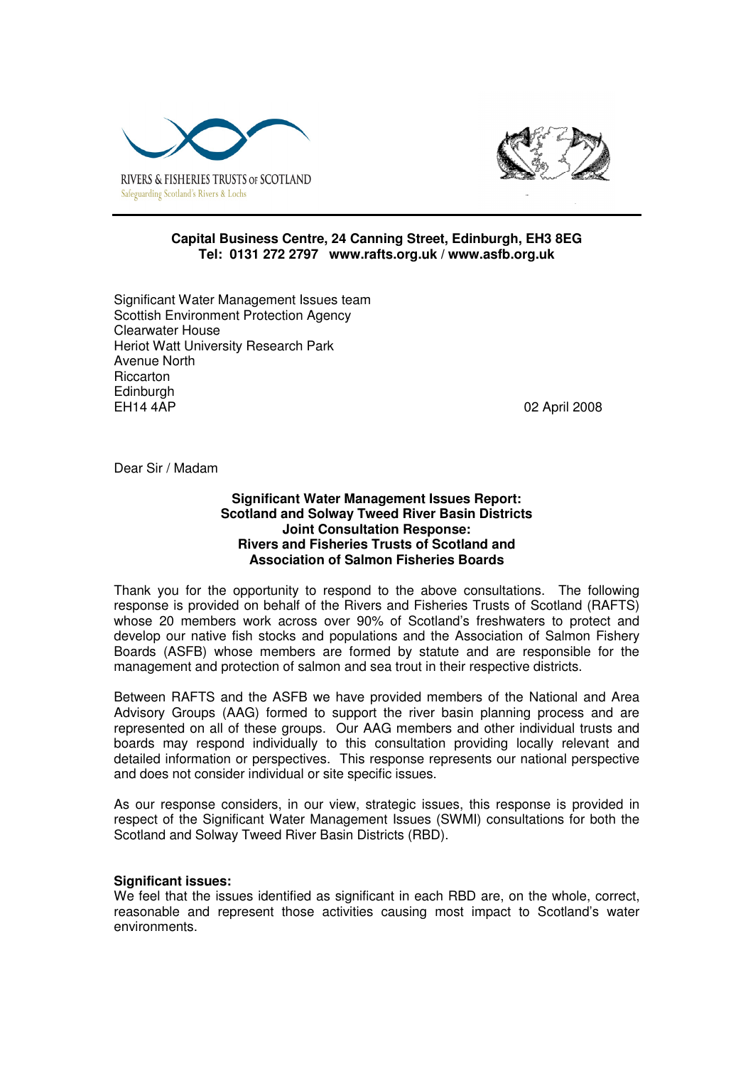RIVERS & FISHERIES TRUSTS OF SCOTLAND
Safeguarding Scotland's Rivers & Lochs

**Capital Business Centre, 24 Canning Street, Edinburgh, EH3 8EG**
**Tel: 0131 272 2797 www.rafts.org.uk / www.asfb.org.uk**

Significant Water Management Issues team
Scottish Environment Protection Agency
Clearwater House
Heriot Watt University Research Park
Avenue North
Riccarton
Edinburgh
EH14 4AP

02 April 2008

Dear Sir / Madam

**Significant Water Management Issues Report:**
**Scotland and Solway Tweed River Basin Districts**
**Joint Consultation Response:**
**Rivers and Fisheries Trusts of Scotland and**
**Association of Salmon Fisheries Boards**

Thank you for the opportunity to respond to the above consultations. The following response is provided on behalf of the Rivers and Fisheries Trusts of Scotland (RAFTS) whose 20 members work across over 90% of Scotland's freshwaters to protect and develop our native fish stocks and populations and the Association of Salmon Fishery Boards (ASFB) whose members are formed by statute and are responsible for the management and protection of salmon and sea trout in their respective districts.

Between RAFTS and the ASFB we have provided members of the National and Area Advisory Groups (AAG) formed to support the river basin planning process and are represented on all of these groups. Our AAG members and other individual trusts and boards may respond individually to this consultation providing locally relevant and detailed information or perspectives. This response represents our national perspective and does not consider individual or site specific issues.

As our response considers, in our view, strategic issues, this response is provided in respect of the Significant Water Management Issues (SWMI) consultations for both the Scotland and Solway Tweed River Basin Districts (RBD).

**Significant issues:**
We feel that the issues identified as significant in each RBD are, on the whole, correct, reasonable and represent those activities causing most impact to Scotland's water environments.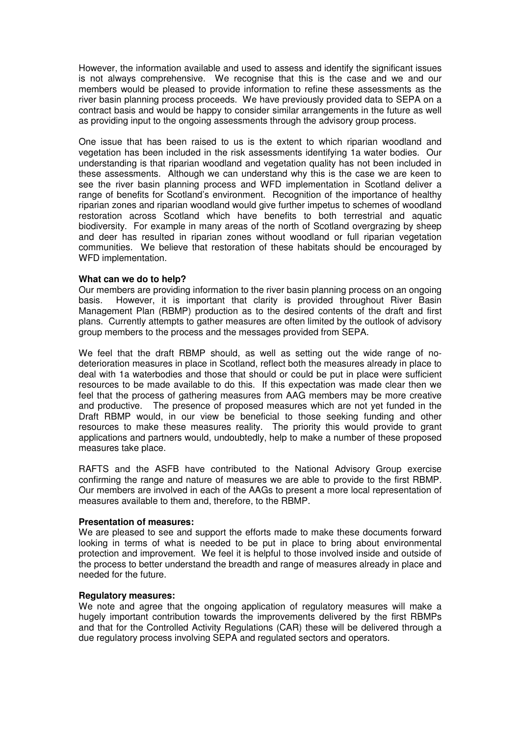However, the information available and used to assess and identify the significant issues is not always comprehensive. We recognise that this is the case and we and our members would be pleased to provide information to refine these assessments as the river basin planning process proceeds. We have previously provided data to SEPA on a contract basis and would be happy to consider similar arrangements in the future as well as providing input to the ongoing assessments through the advisory group process.

One issue that has been raised to us is the extent to which riparian woodland and vegetation has been included in the risk assessments identifying 1a water bodies. Our understanding is that riparian woodland and vegetation quality has not been included in these assessments. Although we can understand why this is the case we are keen to see the river basin planning process and WFD implementation in Scotland deliver a range of benefits for Scotland's environment. Recognition of the importance of healthy riparian zones and riparian woodland would give further impetus to schemes of woodland restoration across Scotland which have benefits to both terrestrial and aquatic biodiversity. For example in many areas of the north of Scotland overgrazing by sheep and deer has resulted in riparian zones without woodland or full riparian vegetation communities. We believe that restoration of these habitats should be encouraged by WFD implementation.

**What can we do to help?**
Our members are providing information to the river basin planning process on an ongoing basis. However, it is important that clarity is provided throughout River Basin Management Plan (RBMP) production as to the desired contents of the draft and first plans. Currently attempts to gather measures are often limited by the outlook of advisory group members to the process and the messages provided from SEPA.

We feel that the draft RBMP should, as well as setting out the wide range of no-deterioration measures in place in Scotland, reflect both the measures already in place to deal with 1a waterbodies and those that should or could be put in place were sufficient resources to be made available to do this. If this expectation was made clear then we feel that the process of gathering measures from AAG members may be more creative and productive. The presence of proposed measures which are not yet funded in the Draft RBMP would, in our view be beneficial to those seeking funding and other resources to make these measures reality. The priority this would provide to grant applications and partners would, undoubtedly, help to make a number of these proposed measures take place.

RAFTS and the ASFB have contributed to the National Advisory Group exercise confirming the range and nature of measures we are able to provide to the first RBMP. Our members are involved in each of the AAGs to present a more local representation of measures available to them and, therefore, to the RBMP.

**Presentation of measures:**
We are pleased to see and support the efforts made to make these documents forward looking in terms of what is needed to be put in place to bring about environmental protection and improvement. We feel it is helpful to those involved inside and outside of the process to better understand the breadth and range of measures already in place and needed for the future.

**Regulatory measures:**
We note and agree that the ongoing application of regulatory measures will make a hugely important contribution towards the improvements delivered by the first RBMPs and that for the Controlled Activity Regulations (CAR) these will be delivered through a due regulatory process involving SEPA and regulated sectors and operators.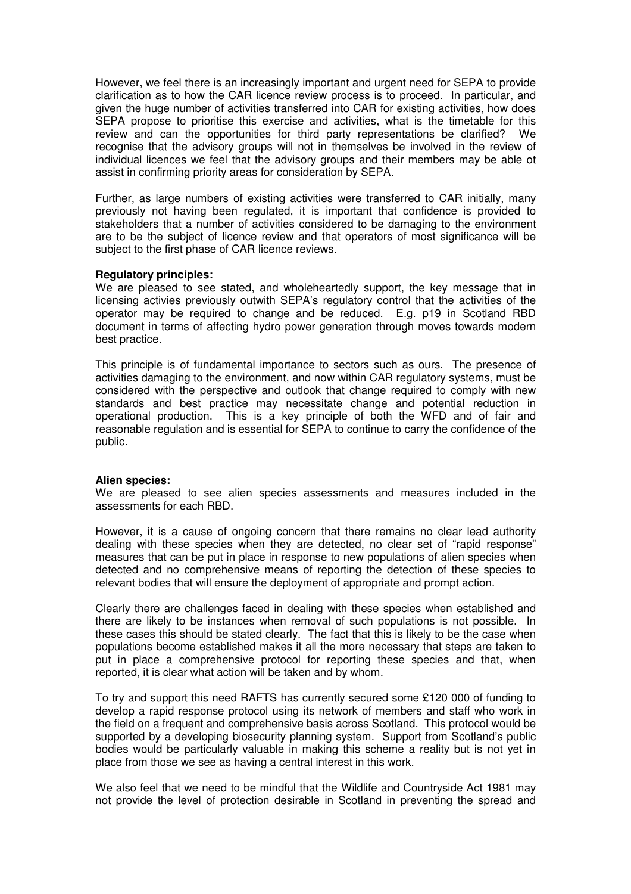However, we feel there is an increasingly important and urgent need for SEPA to provide clarification as to how the CAR licence review process is to proceed. In particular, and given the huge number of activities transferred into CAR for existing activities, how does SEPA propose to prioritise this exercise and activities, what is the timetable for this review and can the opportunities for third party representations be clarified? We recognise that the advisory groups will not in themselves be involved in the review of individual licences we feel that the advisory groups and their members may be able ot assist in confirming priority areas for consideration by SEPA.

Further, as large numbers of existing activities were transferred to CAR initially, many previously not having been regulated, it is important that confidence is provided to stakeholders that a number of activities considered to be damaging to the environment are to be the subject of licence review and that operators of most significance will be subject to the first phase of CAR licence reviews.

**Regulatory principles:**
We are pleased to see stated, and wholeheartedly support, the key message that in licensing activities previously outwith SEPA's regulatory control that the activities of the operator may be required to change and be reduced. E.g. p19 in Scotland RBD document in terms of affecting hydro power generation through moves towards modern best practice.

This principle is of fundamental importance to sectors such as ours. The presence of activities damaging to the environment, and now within CAR regulatory systems, must be considered with the perspective and outlook that change required to comply with new standards and best practice may necessitate change and potential reduction in operational production. This is a key principle of both the WFD and of fair and reasonable regulation and is essential for SEPA to continue to carry the confidence of the public.

**Alien species:**
We are pleased to see alien species assessments and measures included in the assessments for each RBD.

However, it is a cause of ongoing concern that there remains no clear lead authority dealing with these species when they are detected, no clear set of "rapid response" measures that can be put in place in response to new populations of alien species when detected and no comprehensive means of reporting the detection of these species to relevant bodies that will ensure the deployment of appropriate and prompt action.

Clearly there are challenges faced in dealing with these species when established and there are likely to be instances when removal of such populations is not possible. In these cases this should be stated clearly. The fact that this is likely to be the case when populations become established makes it all the more necessary that steps are taken to put in place a comprehensive protocol for reporting these species and that, when reported, it is clear what action will be taken and by whom.

To try and support this need RAFTS has currently secured some £120 000 of funding to develop a rapid response protocol using its network of members and staff who work in the field on a frequent and comprehensive basis across Scotland. This protocol would be supported by a developing biosecurity planning system. Support from Scotland's public bodies would be particularly valuable in making this scheme a reality but is not yet in place from those we see as having a central interest in this work.

We also feel that we need to be mindful that the Wildlife and Countryside Act 1981 may not provide the level of protection desirable in Scotland in preventing the spread and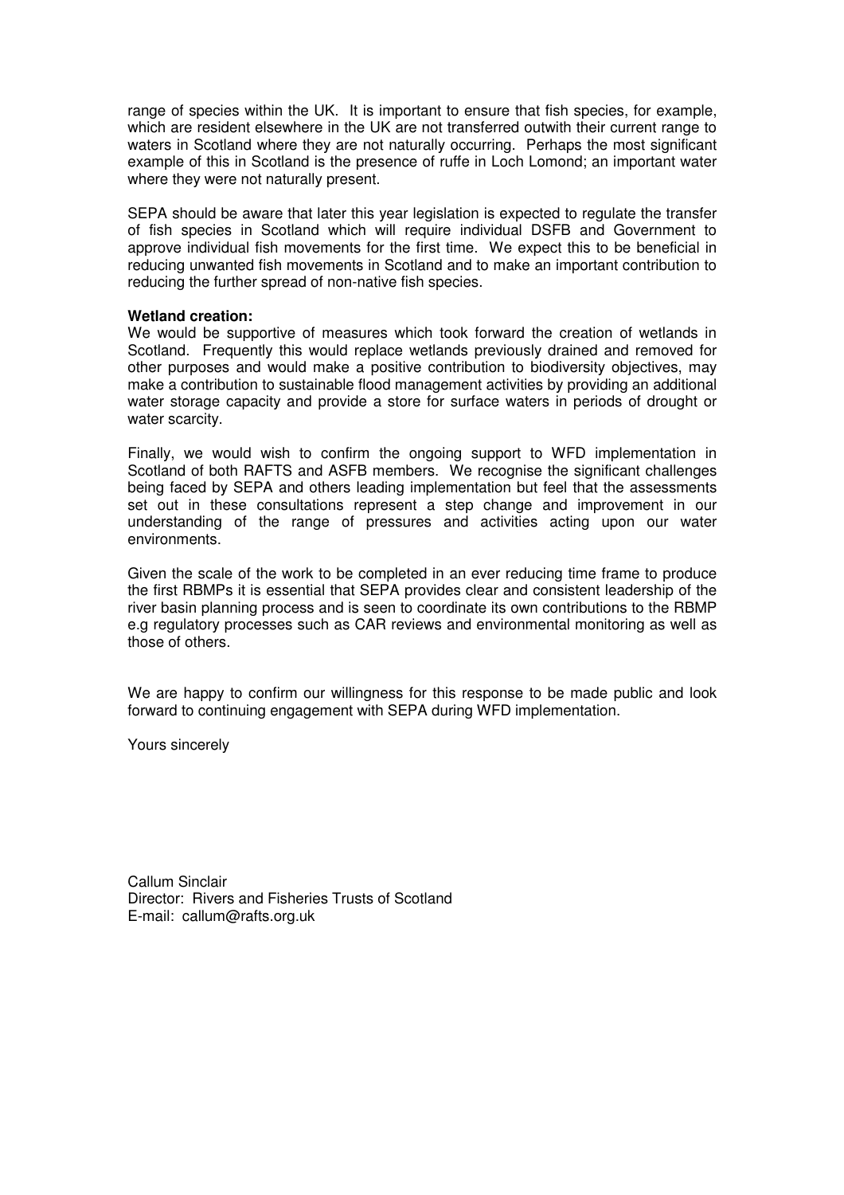range of species within the UK. It is important to ensure that fish species, for example, which are resident elsewhere in the UK are not transferred outwith their current range to waters in Scotland where they are not naturally occurring. Perhaps the most significant example of this in Scotland is the presence of ruffe in Loch Lomond; an important water where they were not naturally present.

SEPA should be aware that later this year legislation is expected to regulate the transfer of fish species in Scotland which will require individual DSFB and Government to approve individual fish movements for the first time. We expect this to be beneficial in reducing unwanted fish movements in Scotland and to make an important contribution to reducing the further spread of non-native fish species.

**Wetland creation:**
We would be supportive of measures which took forward the creation of wetlands in Scotland. Frequently this would replace wetlands previously drained and removed for other purposes and would make a positive contribution to biodiversity objectives, may make a contribution to sustainable flood management activities by providing an additional water storage capacity and provide a store for surface waters in periods of drought or water scarcity.

Finally, we would wish to confirm the ongoing support to WFD implementation in Scotland of both RAFTS and ASFB members. We recognise the significant challenges being faced by SEPA and others leading implementation but feel that the assessments set out in these consultations represent a step change and improvement in our understanding of the range of pressures and activities acting upon our water environments.

Given the scale of the work to be completed in an ever reducing time frame to produce the first RBMPs it is essential that SEPA provides clear and consistent leadership of the river basin planning process and is seen to coordinate its own contributions to the RBMP e.g regulatory processes such as CAR reviews and environmental monitoring as well as those of others.

We are happy to confirm our willingness for this response to be made public and look forward to continuing engagement with SEPA during WFD implementation.

Yours sincerely

Callum Sinclair
Director: Rivers and Fisheries Trusts of Scotland
E-mail: callum@rafts.org.uk